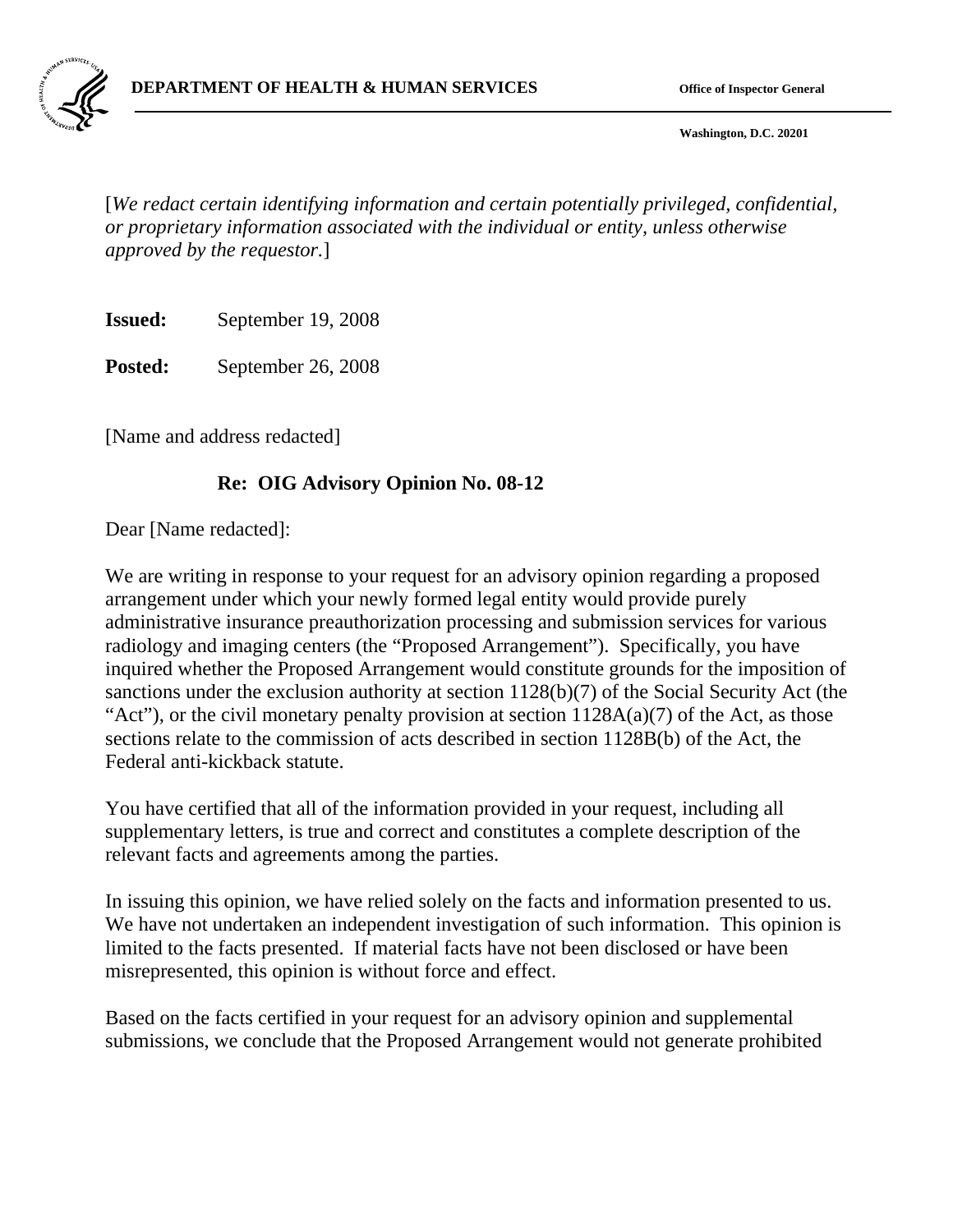**DEPARTMENT OF HEALTH & HUMAN SERVICES** **Office of Inspector General**

**Washington, D.C. 20201**

[*We redact certain identifying information and certain potentially privileged, confidential, or proprietary information associated with the individual or entity, unless otherwise approved by the requestor.*]

**Issued:** September 19, 2008

**Posted:** September 26, 2008

[Name and address redacted]

**Re: OIG Advisory Opinion No. 08-12**

Dear [Name redacted]:

We are writing in response to your request for an advisory opinion regarding a proposed arrangement under which your newly formed legal entity would provide purely administrative insurance preauthorization processing and submission services for various radiology and imaging centers (the "Proposed Arrangement"). Specifically, you have inquired whether the Proposed Arrangement would constitute grounds for the imposition of sanctions under the exclusion authority at section 1128(b)(7) of the Social Security Act (the "Act"), or the civil monetary penalty provision at section 1128A(a)(7) of the Act, as those sections relate to the commission of acts described in section 1128B(b) of the Act, the Federal anti-kickback statute.

You have certified that all of the information provided in your request, including all supplementary letters, is true and correct and constitutes a complete description of the relevant facts and agreements among the parties.

In issuing this opinion, we have relied solely on the facts and information presented to us. We have not undertaken an independent investigation of such information. This opinion is limited to the facts presented. If material facts have not been disclosed or have been misrepresented, this opinion is without force and effect.

Based on the facts certified in your request for an advisory opinion and supplemental submissions, we conclude that the Proposed Arrangement would not generate prohibited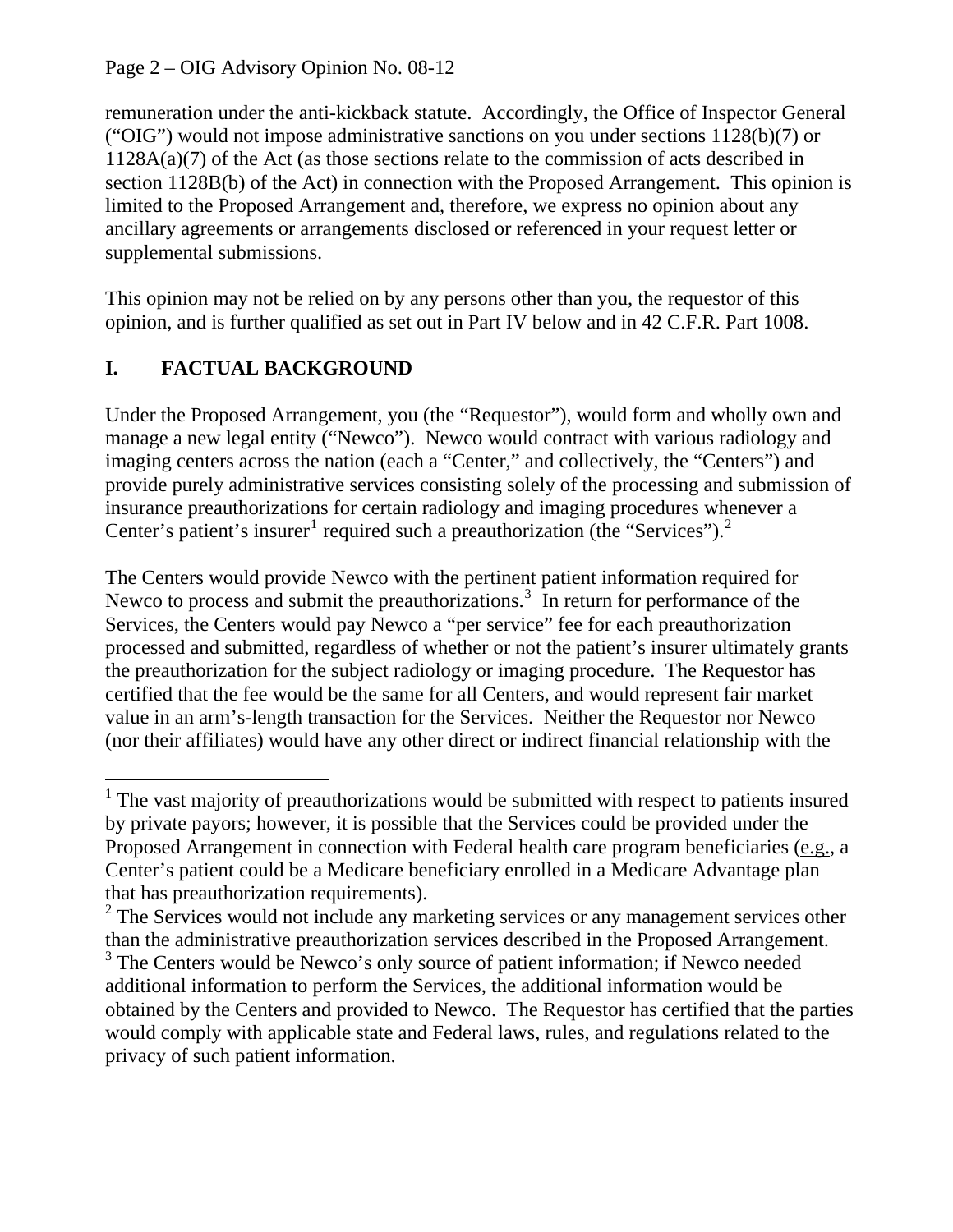remuneration under the anti-kickback statute. Accordingly, the Office of Inspector General ("OIG") would not impose administrative sanctions on you under sections 1128(b)(7) or 1128A(a)(7) of the Act (as those sections relate to the commission of acts described in section 1128B(b) of the Act) in connection with the Proposed Arrangement. This opinion is limited to the Proposed Arrangement and, therefore, we express no opinion about any ancillary agreements or arrangements disclosed or referenced in your request letter or supplemental submissions.

This opinion may not be relied on by any persons other than you, the requestor of this opinion, and is further qualified as set out in Part IV below and in 42 C.F.R. Part 1008.

## I. FACTUAL BACKGROUND

Under the Proposed Arrangement, you (the "Requestor"), would form and wholly own and manage a new legal entity ("Newco"). Newco would contract with various radiology and imaging centers across the nation (each a "Center," and collectively, the "Centers") and provide purely administrative services consisting solely of the processing and submission of insurance preauthorizations for certain radiology and imaging procedures whenever a Center's patient's insurer[1] required such a preauthorization (the "Services").[2]

The Centers would provide Newco with the pertinent patient information required for Newco to process and submit the preauthorizations.[3] In return for performance of the Services, the Centers would pay Newco a "per service" fee for each preauthorization processed and submitted, regardless of whether or not the patient's insurer ultimately grants the preauthorization for the subject radiology or imaging procedure. The Requestor has certified that the fee would be the same for all Centers, and would represent fair market value in an arm's-length transaction for the Services. Neither the Requestor nor Newco (nor their affiliates) would have any other direct or indirect financial relationship with the

---

[1] The vast majority of preauthorizations would be submitted with respect to patients insured by private payors; however, it is possible that the Services could be provided under the Proposed Arrangement in connection with Federal health care program beneficiaries (e.g., a Center's patient could be a Medicare beneficiary enrolled in a Medicare Advantage plan that has preauthorization requirements).

[2] The Services would not include any marketing services or any management services other than the administrative preauthorization services described in the Proposed Arrangement.

[3] The Centers would be Newco's only source of patient information; if Newco needed additional information to perform the Services, the additional information would be obtained by the Centers and provided to Newco. The Requestor has certified that the parties would comply with applicable state and Federal laws, rules, and regulations related to the privacy of such patient information.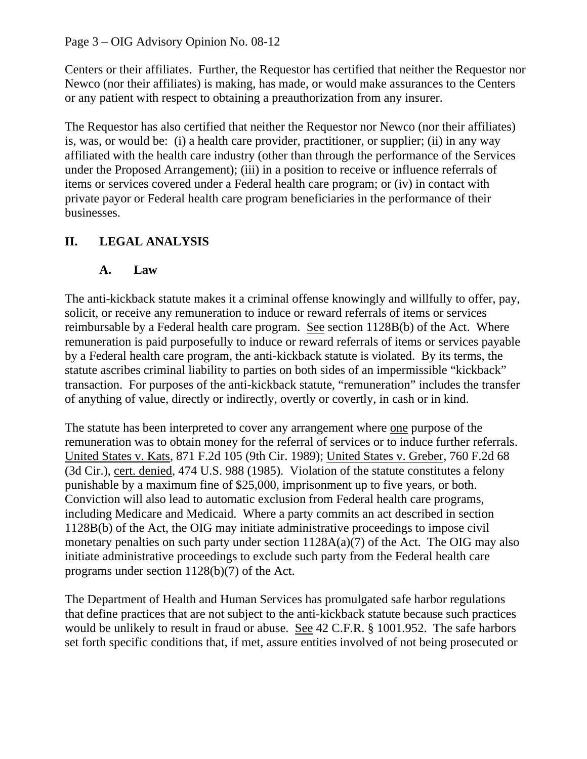Centers or their affiliates. Further, the Requestor has certified that neither the Requestor nor Newco (nor their affiliates) is making, has made, or would make assurances to the Centers or any patient with respect to obtaining a preauthorization from any insurer.

The Requestor has also certified that neither the Requestor nor Newco (nor their affiliates) is, was, or would be: (i) a health care provider, practitioner, or supplier; (ii) in any way affiliated with the health care industry (other than through the performance of the Services under the Proposed Arrangement); (iii) in a position to receive or influence referrals of items or services covered under a Federal health care program; or (iv) in contact with private payor or Federal health care program beneficiaries in the performance of their businesses.

## II. LEGAL ANALYSIS

### A. Law

The anti-kickback statute makes it a criminal offense knowingly and willfully to offer, pay, solicit, or receive any remuneration to induce or reward referrals of items or services reimbursable by a Federal health care program. See section 1128B(b) of the Act. Where remuneration is paid purposefully to induce or reward referrals of items or services payable by a Federal health care program, the anti-kickback statute is violated. By its terms, the statute ascribes criminal liability to parties on both sides of an impermissible "kickback" transaction. For purposes of the anti-kickback statute, "remuneration" includes the transfer of anything of value, directly or indirectly, overtly or covertly, in cash or in kind.

The statute has been interpreted to cover any arrangement where one purpose of the remuneration was to obtain money for the referral of services or to induce further referrals. United States v. Kats, 871 F.2d 105 (9th Cir. 1989); United States v. Greber, 760 F.2d 68 (3d Cir.), cert. denied, 474 U.S. 988 (1985). Violation of the statute constitutes a felony punishable by a maximum fine of $25,000, imprisonment up to five years, or both. Conviction will also lead to automatic exclusion from Federal health care programs, including Medicare and Medicaid. Where a party commits an act described in section 1128B(b) of the Act, the OIG may initiate administrative proceedings to impose civil monetary penalties on such party under section 1128A(a)(7) of the Act. The OIG may also initiate administrative proceedings to exclude such party from the Federal health care programs under section 1128(b)(7) of the Act.

The Department of Health and Human Services has promulgated safe harbor regulations that define practices that are not subject to the anti-kickback statute because such practices would be unlikely to result in fraud or abuse. See 42 C.F.R. § 1001.952. The safe harbors set forth specific conditions that, if met, assure entities involved of not being prosecuted or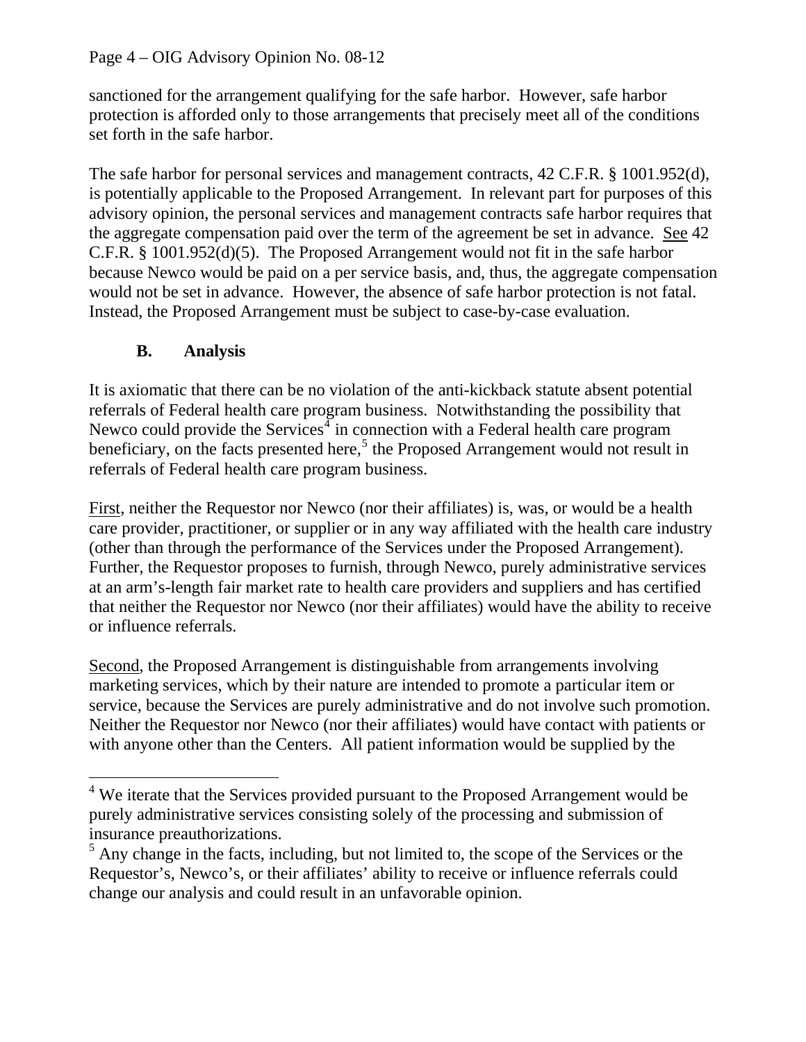sanctioned for the arrangement qualifying for the safe harbor. However, safe harbor protection is afforded only to those arrangements that precisely meet all of the conditions set forth in the safe harbor.

The safe harbor for personal services and management contracts, 42 C.F.R. § 1001.952(d), is potentially applicable to the Proposed Arrangement. In relevant part for purposes of this advisory opinion, the personal services and management contracts safe harbor requires that the aggregate compensation paid over the term of the agreement be set in advance. See 42 C.F.R. § 1001.952(d)(5). The Proposed Arrangement would not fit in the safe harbor because Newco would be paid on a per service basis, and, thus, the aggregate compensation would not be set in advance. However, the absence of safe harbor protection is not fatal. Instead, the Proposed Arrangement must be subject to case-by-case evaluation.

## B. Analysis

It is axiomatic that there can be no violation of the anti-kickback statute absent potential referrals of Federal health care program business. Notwithstanding the possibility that Newco could provide the Services[4] in connection with a Federal health care program beneficiary, on the facts presented here,[5] the Proposed Arrangement would not result in referrals of Federal health care program business.

First, neither the Requestor nor Newco (nor their affiliates) is, was, or would be a health care provider, practitioner, or supplier or in any way affiliated with the health care industry (other than through the performance of the Services under the Proposed Arrangement). Further, the Requestor proposes to furnish, through Newco, purely administrative services at an arm's-length fair market rate to health care providers and suppliers and has certified that neither the Requestor nor Newco (nor their affiliates) would have the ability to receive or influence referrals.

Second, the Proposed Arrangement is distinguishable from arrangements involving marketing services, which by their nature are intended to promote a particular item or service, because the Services are purely administrative and do not involve such promotion. Neither the Requestor nor Newco (nor their affiliates) would have contact with patients or with anyone other than the Centers. All patient information would be supplied by the

---

[4] We iterate that the Services provided pursuant to the Proposed Arrangement would be purely administrative services consisting solely of the processing and submission of insurance preauthorizations.

[5] Any change in the facts, including, but not limited to, the scope of the Services or the Requestor's, Newco's, or their affiliates' ability to receive or influence referrals could change our analysis and could result in an unfavorable opinion.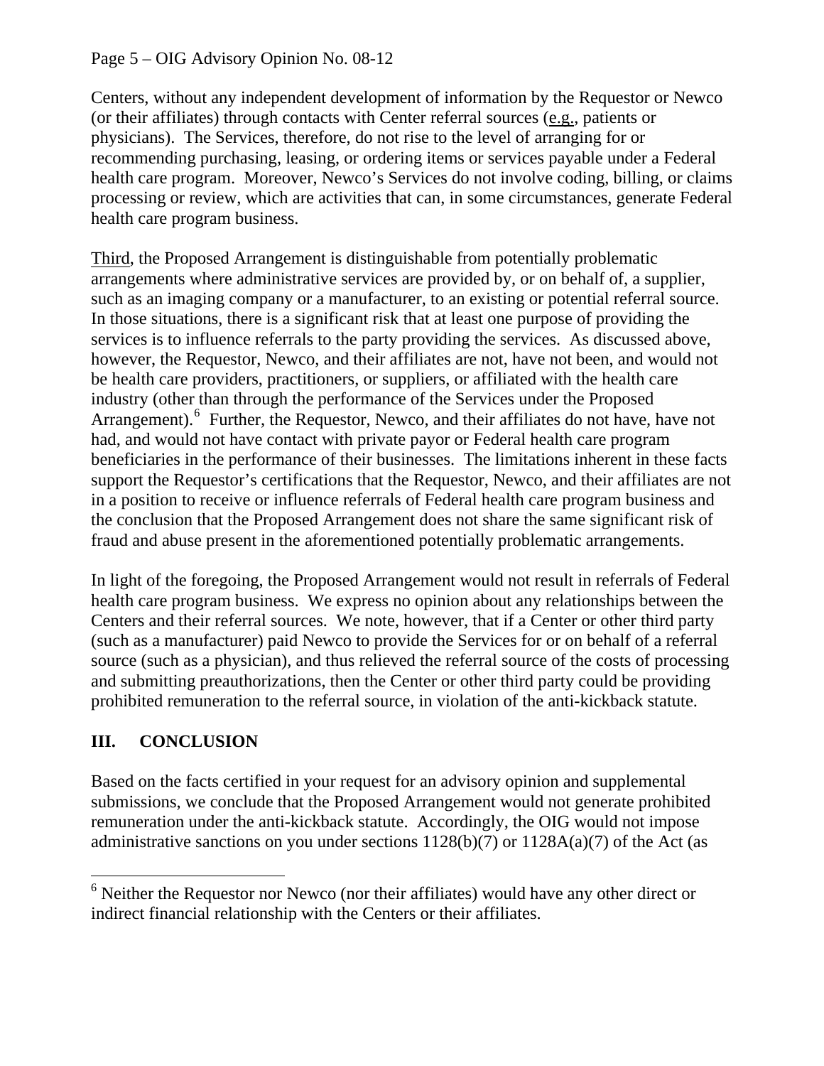Centers, without any independent development of information by the Requestor or Newco (or their affiliates) through contacts with Center referral sources (e.g., patients or physicians). The Services, therefore, do not rise to the level of arranging for or recommending purchasing, leasing, or ordering items or services payable under a Federal health care program. Moreover, Newco's Services do not involve coding, billing, or claims processing or review, which are activities that can, in some circumstances, generate Federal health care program business.

Third, the Proposed Arrangement is distinguishable from potentially problematic arrangements where administrative services are provided by, or on behalf of, a supplier, such as an imaging company or a manufacturer, to an existing or potential referral source. In those situations, there is a significant risk that at least one purpose of providing the services is to influence referrals to the party providing the services. As discussed above, however, the Requestor, Newco, and their affiliates are not, have not been, and would not be health care providers, practitioners, or suppliers, or affiliated with the health care industry (other than through the performance of the Services under the Proposed Arrangement).[6] Further, the Requestor, Newco, and their affiliates do not have, have not had, and would not have contact with private payor or Federal health care program beneficiaries in the performance of their businesses. The limitations inherent in these facts support the Requestor's certifications that the Requestor, Newco, and their affiliates are not in a position to receive or influence referrals of Federal health care program business and the conclusion that the Proposed Arrangement does not share the same significant risk of fraud and abuse present in the aforementioned potentially problematic arrangements.

In light of the foregoing, the Proposed Arrangement would not result in referrals of Federal health care program business. We express no opinion about any relationships between the Centers and their referral sources. We note, however, that if a Center or other third party (such as a manufacturer) paid Newco to provide the Services for or on behalf of a referral source (such as a physician), and thus relieved the referral source of the costs of processing and submitting preauthorizations, then the Center or other third party could be providing prohibited remuneration to the referral source, in violation of the anti-kickback statute.

## III. CONCLUSION

Based on the facts certified in your request for an advisory opinion and supplemental submissions, we conclude that the Proposed Arrangement would not generate prohibited remuneration under the anti-kickback statute. Accordingly, the OIG would not impose administrative sanctions on you under sections 1128(b)(7) or 1128A(a)(7) of the Act (as

[6] Neither the Requestor nor Newco (nor their affiliates) would have any other direct or indirect financial relationship with the Centers or their affiliates.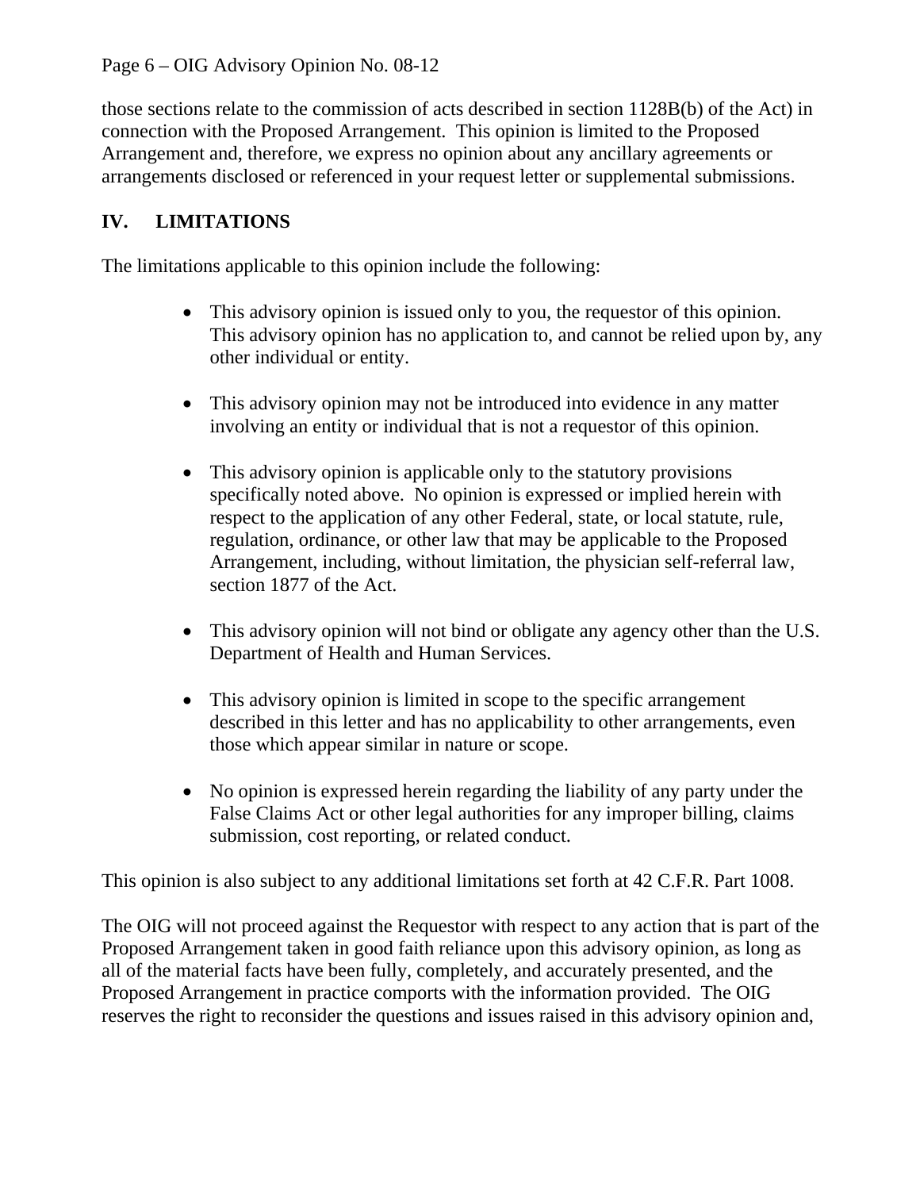those sections relate to the commission of acts described in section 1128B(b) of the Act) in connection with the Proposed Arrangement. This opinion is limited to the Proposed Arrangement and, therefore, we express no opinion about any ancillary agreements or arrangements disclosed or referenced in your request letter or supplemental submissions.

## IV. LIMITATIONS

The limitations applicable to this opinion include the following:

- This advisory opinion is issued only to you, the requestor of this opinion. This advisory opinion has no application to, and cannot be relied upon by, any other individual or entity.

- This advisory opinion may not be introduced into evidence in any matter involving an entity or individual that is not a requestor of this opinion.

- This advisory opinion is applicable only to the statutory provisions specifically noted above. No opinion is expressed or implied herein with respect to the application of any other Federal, state, or local statute, rule, regulation, ordinance, or other law that may be applicable to the Proposed Arrangement, including, without limitation, the physician self-referral law, section 1877 of the Act.

- This advisory opinion will not bind or obligate any agency other than the U.S. Department of Health and Human Services.

- This advisory opinion is limited in scope to the specific arrangement described in this letter and has no applicability to other arrangements, even those which appear similar in nature or scope.

- No opinion is expressed herein regarding the liability of any party under the False Claims Act or other legal authorities for any improper billing, claims submission, cost reporting, or related conduct.

This opinion is also subject to any additional limitations set forth at 42 C.F.R. Part 1008.

The OIG will not proceed against the Requestor with respect to any action that is part of the Proposed Arrangement taken in good faith reliance upon this advisory opinion, as long as all of the material facts have been fully, completely, and accurately presented, and the Proposed Arrangement in practice comports with the information provided. The OIG reserves the right to reconsider the questions and issues raised in this advisory opinion and,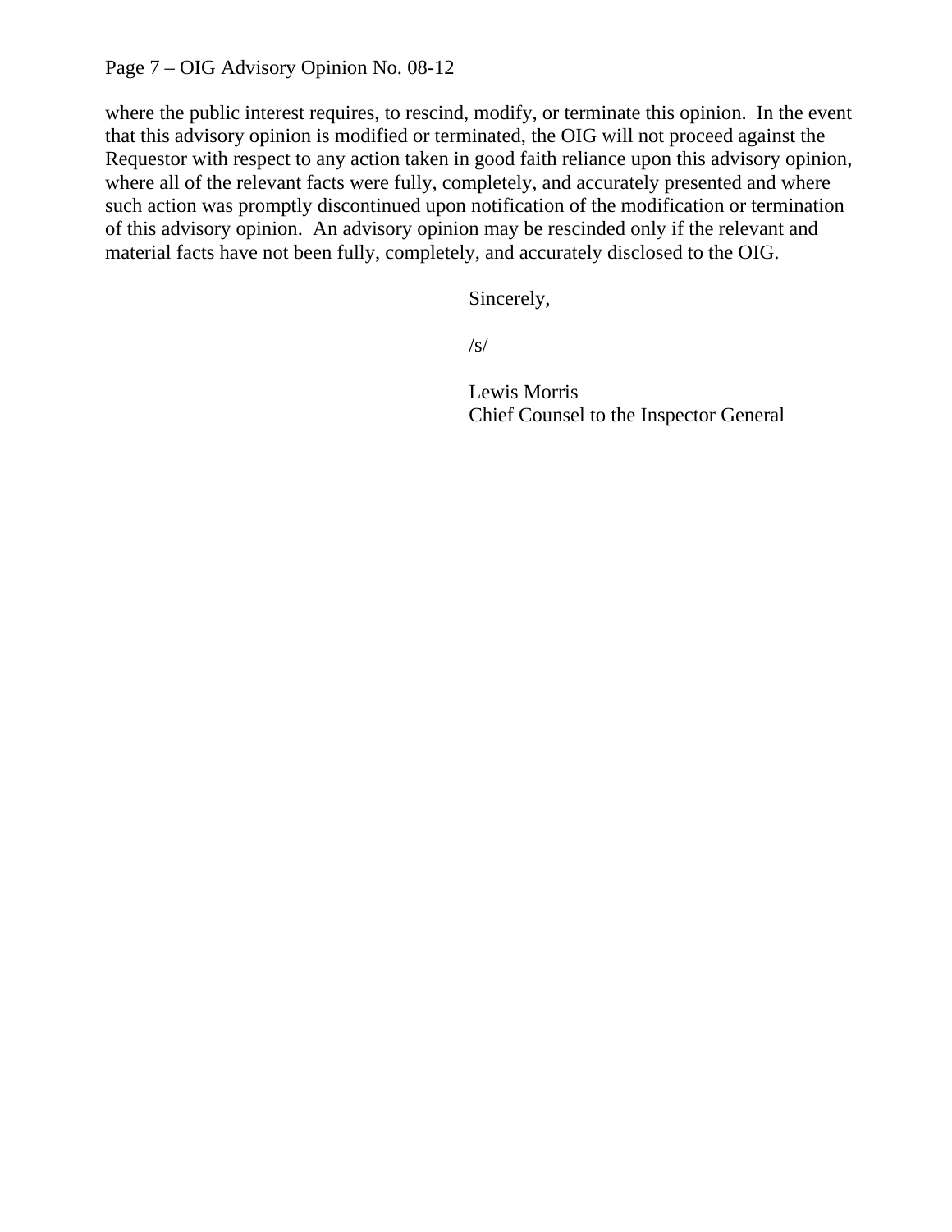where the public interest requires, to rescind, modify, or terminate this opinion. In the event that this advisory opinion is modified or terminated, the OIG will not proceed against the Requestor with respect to any action taken in good faith reliance upon this advisory opinion, where all of the relevant facts were fully, completely, and accurately presented and where such action was promptly discontinued upon notification of the modification or termination of this advisory opinion. An advisory opinion may be rescinded only if the relevant and material facts have not been fully, completely, and accurately disclosed to the OIG.

Sincerely,

/s/

Lewis Morris
Chief Counsel to the Inspector General